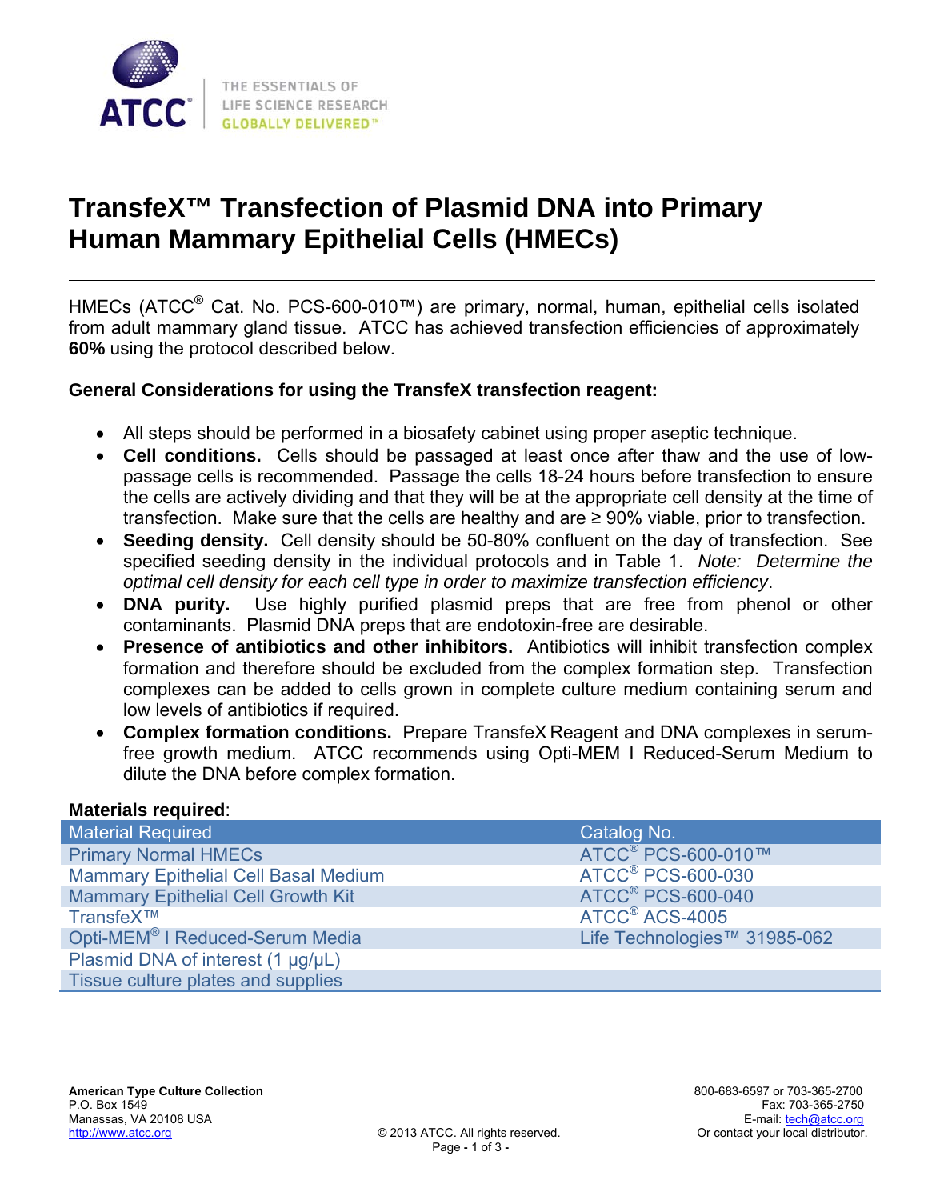# TransfeX™ Transfection of Plasmid DNA into Primary Human Mammary Epithelial Cells (HMECs)

HMECs (ATCC® Cat. No. PCS-600-010™) are primary, normal, human, epithelial cells isolated from adult mammary gland tissue. ATCC has achieved transfection efficiencies of approximately **60%** using the protocol described below.

**General Considerations for using the TransfeX transfection reagent:**

- All steps should be performed in a biosafety cabinet using proper aseptic technique.
- **Cell conditions.** Cells should be passaged at least once after thaw and the use of low-passage cells is recommended. Passage the cells 18-24 hours before transfection to ensure the cells are actively dividing and that they will be at the appropriate cell density at the time of transfection. Make sure that the cells are healthy and are ≥ 90% viable, prior to transfection.
- **Seeding density.** Cell density should be 50-80% confluent on the day of transfection. See specified seeding density in the individual protocols and in Table 1. *Note: Determine the optimal cell density for each cell type in order to maximize transfection efficiency*.
- **DNA purity.** Use highly purified plasmid preps that are free from phenol or other contaminants. Plasmid DNA preps that are endotoxin-free are desirable.
- **Presence of antibiotics and other inhibitors.** Antibiotics will inhibit transfection complex formation and therefore should be excluded from the complex formation step. Transfection complexes can be added to cells grown in complete culture medium containing serum and low levels of antibiotics if required.
- **Complex formation conditions.** Prepare TransfeX Reagent and DNA complexes in serum-free growth medium. ATCC recommends using Opti-MEM I Reduced-Serum Medium to dilute the DNA before complex formation.

**Materials required**:

| Material Required | Catalog No. |
|---|---|
| Primary Normal HMECs | ATCC® PCS-600-010™ |
| Mammary Epithelial Cell Basal Medium | ATCC® PCS-600-030 |
| Mammary Epithelial Cell Growth Kit | ATCC® PCS-600-040 |
| TransfeX™ | ATCC® ACS-4005 |
| Opti-MEM® I Reduced-Serum Media | Life Technologies™ 31985-062 |
| Plasmid DNA of interest (1 µg/µL) | |
| Tissue culture plates and supplies | |

**American Type Culture Collection**
P.O. Box 1549
Manassas, VA 20108 USA
http://www.atcc.org

© 2013 ATCC. All rights reserved.

800-683-6597 or 703-365-2700
Fax: 703-365-2750
E-mail: tech@atcc.org
Or contact your local distributor.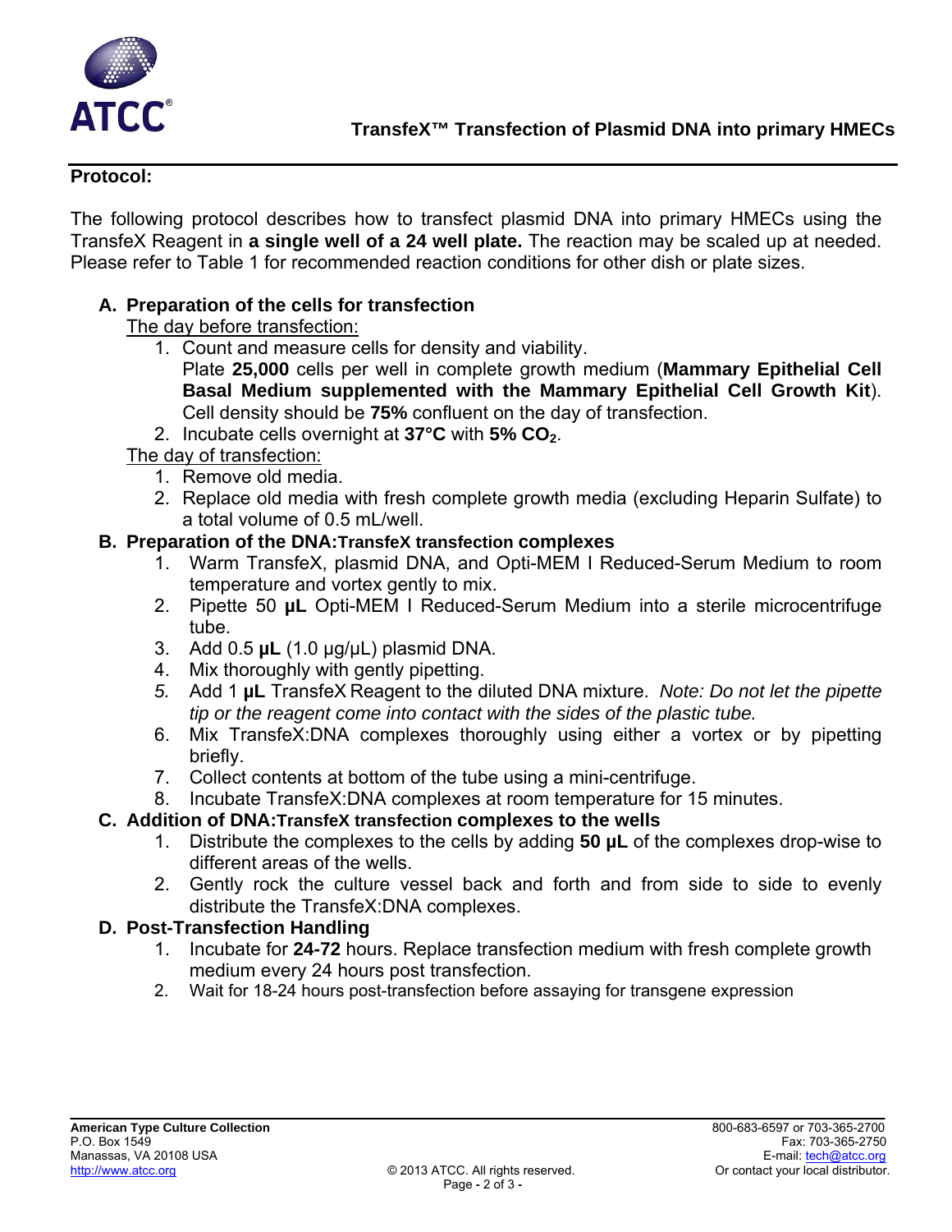## Protocol:

The following protocol describes how to transfect plasmid DNA into primary HMECs using the TransfeX Reagent in **a single well of a 24 well plate.** The reaction may be scaled up at needed. Please refer to Table 1 for recommended reaction conditions for other dish or plate sizes.

### A. Preparation of the cells for transfection

The day before transfection:

1. Count and measure cells for density and viability.
   Plate **25,000** cells per well in complete growth medium (**Mammary Epithelial Cell Basal Medium supplemented with the Mammary Epithelial Cell Growth Kit**). Cell density should be **75%** confluent on the day of transfection.
2. Incubate cells overnight at **37°C** with **5% $CO_2$**.

The day of transfection:

1. Remove old media.
2. Replace old media with fresh complete growth media (excluding Heparin Sulfate) to a total volume of 0.5 mL/well.

### B. Preparation of the DNA:TransfeX transfection complexes

1. Warm TransfeX, plasmid DNA, and Opti-MEM I Reduced-Serum Medium to room temperature and vortex gently to mix.
2. Pipette 50 **µL** Opti-MEM I Reduced-Serum Medium into a sterile microcentrifuge tube.
3. Add 0.5 **µL** (1.0 µg/µL) plasmid DNA.
4. Mix thoroughly with gently pipetting.
5. Add 1 **µL** TransfeX Reagent to the diluted DNA mixture. *Note: Do not let the pipette tip or the reagent come into contact with the sides of the plastic tube.*
6. Mix TransfeX:DNA complexes thoroughly using either a vortex or by pipetting briefly.
7. Collect contents at bottom of the tube using a mini-centrifuge.
8. Incubate TransfeX:DNA complexes at room temperature for 15 minutes.

### C. Addition of DNA:TransfeX transfection complexes to the wells

1. Distribute the complexes to the cells by adding **50 µL** of the complexes drop-wise to different areas of the wells.
2. Gently rock the culture vessel back and forth and from side to side to evenly distribute the TransfeX:DNA complexes.

### D. Post-Transfection Handling

1. Incubate for **24-72** hours. Replace transfection medium with fresh complete growth medium every 24 hours post transfection.
2. Wait for 18-24 hours post-transfection before assaying for transgene expression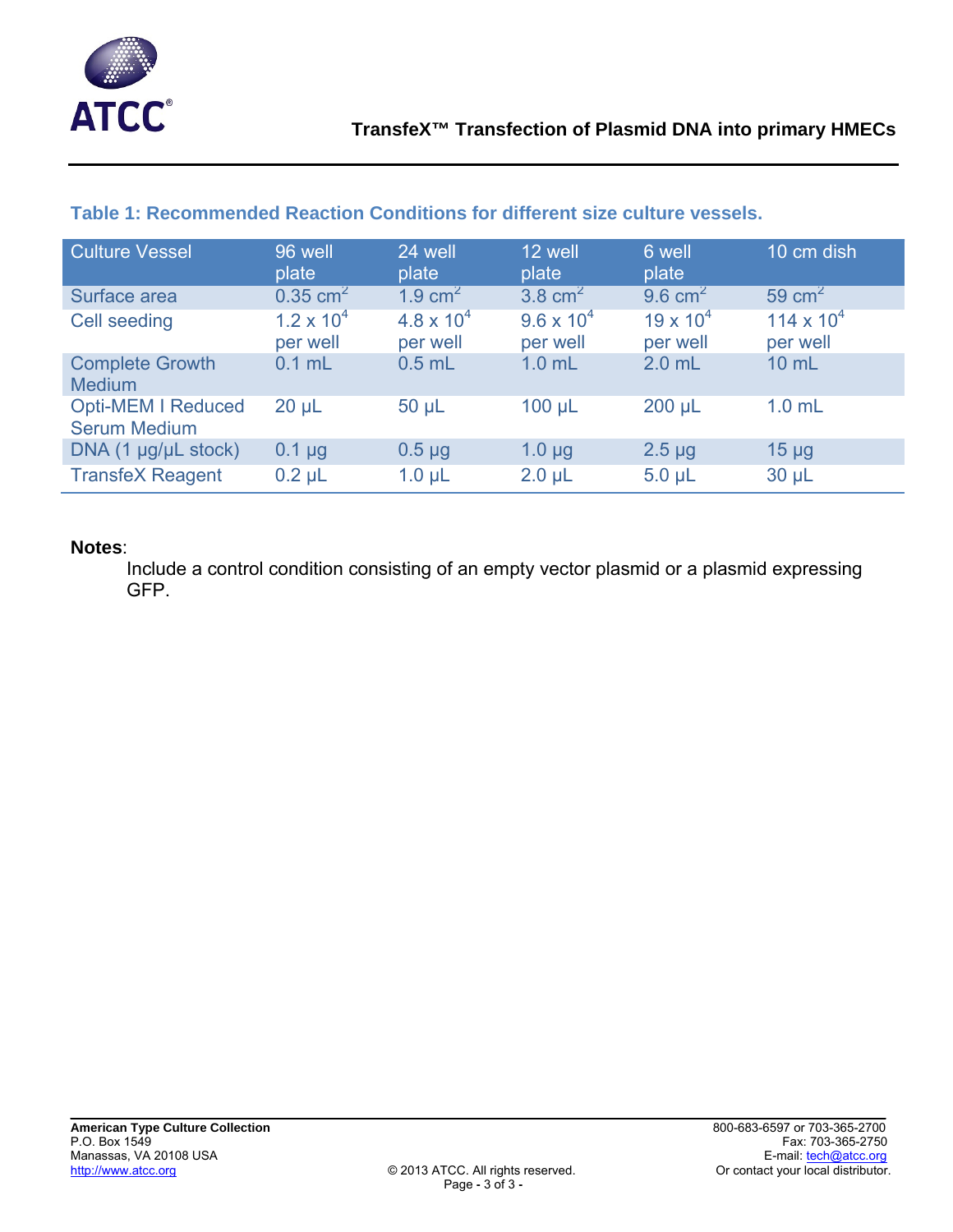### Table 1: Recommended Reaction Conditions for different size culture vessels.

| Culture Vessel | 96 well plate | 24 well plate | 12 well plate | 6 well plate | 10 cm dish |
|---|---|---|---|---|---|
| Surface area | 0.35 $cm^2$ | 1.9 $cm^2$ | 3.8 $cm^2$ | 9.6 $cm^2$ | 59 $cm^2$ |
| Cell seeding | $1.2 \times 10^4$ per well | $4.8 \times 10^4$ per well | $9.6 \times 10^4$ per well | $19 \times 10^4$ per well | $114 \times 10^4$ per well |
| Complete Growth Medium | 0.1 mL | 0.5 mL | 1.0 mL | 2.0 mL | 10 mL |
| Opti-MEM I Reduced Serum Medium | 20 µL | 50 µL | 100 µL | 200 µL | 1.0 mL |
| DNA (1 µg/µL stock) | 0.1 µg | 0.5 µg | 1.0 µg | 2.5 µg | 15 µg |
| TransfeX Reagent | 0.2 µL | 1.0 µL | 2.0 µL | 5.0 µL | 30 µL |

**Notes**:

Include a control condition consisting of an empty vector plasmid or a plasmid expressing GFP.